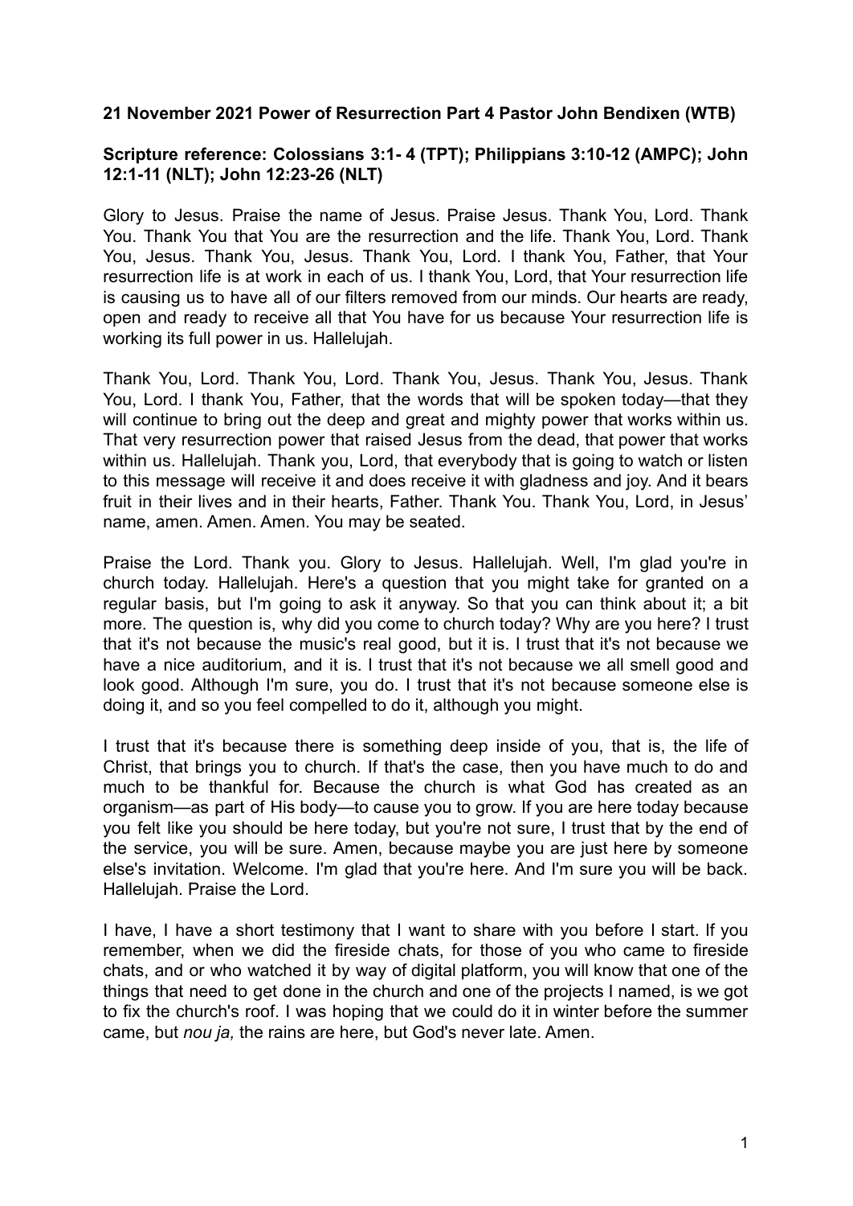**21 November 2021 Power of Resurrection Part 4 Pastor John Bendixen (WTB)**

**Scripture reference: Colossians 3:1- 4 (TPT); Philippians 3:10-12 (AMPC); John 12:1-11 (NLT); John 12:23-26 (NLT)**

Glory to Jesus. Praise the name of Jesus. Praise Jesus. Thank You, Lord. Thank You. Thank You that You are the resurrection and the life. Thank You, Lord. Thank You, Jesus. Thank You, Jesus. Thank You, Lord. I thank You, Father, that Your resurrection life is at work in each of us. I thank You, Lord, that Your resurrection life is causing us to have all of our filters removed from our minds. Our hearts are ready, open and ready to receive all that You have for us because Your resurrection life is working its full power in us. Hallelujah.

Thank You, Lord. Thank You, Lord. Thank You, Jesus. Thank You, Jesus. Thank You, Lord. I thank You, Father, that the words that will be spoken today—that they will continue to bring out the deep and great and mighty power that works within us. That very resurrection power that raised Jesus from the dead, that power that works within us. Hallelujah. Thank you, Lord, that everybody that is going to watch or listen to this message will receive it and does receive it with gladness and joy. And it bears fruit in their lives and in their hearts, Father. Thank You. Thank You, Lord, in Jesus' name, amen. Amen. Amen. You may be seated.

Praise the Lord. Thank you. Glory to Jesus. Hallelujah. Well, I'm glad you're in church today. Hallelujah. Here's a question that you might take for granted on a regular basis, but I'm going to ask it anyway. So that you can think about it; a bit more. The question is, why did you come to church today? Why are you here? I trust that it's not because the music's real good, but it is. I trust that it's not because we have a nice auditorium, and it is. I trust that it's not because we all smell good and look good. Although I'm sure, you do. I trust that it's not because someone else is doing it, and so you feel compelled to do it, although you might.

I trust that it's because there is something deep inside of you, that is, the life of Christ, that brings you to church. If that's the case, then you have much to do and much to be thankful for. Because the church is what God has created as an organism—as part of His body—to cause you to grow. If you are here today because you felt like you should be here today, but you're not sure, I trust that by the end of the service, you will be sure. Amen, because maybe you are just here by someone else's invitation. Welcome. I'm glad that you're here. And I'm sure you will be back. Hallelujah. Praise the Lord.

I have, I have a short testimony that I want to share with you before I start. If you remember, when we did the fireside chats, for those of you who came to fireside chats, and or who watched it by way of digital platform, you will know that one of the things that need to get done in the church and one of the projects I named, is we got to fix the church's roof. I was hoping that we could do it in winter before the summer came, but *nou ja,* the rains are here, but God's never late. Amen.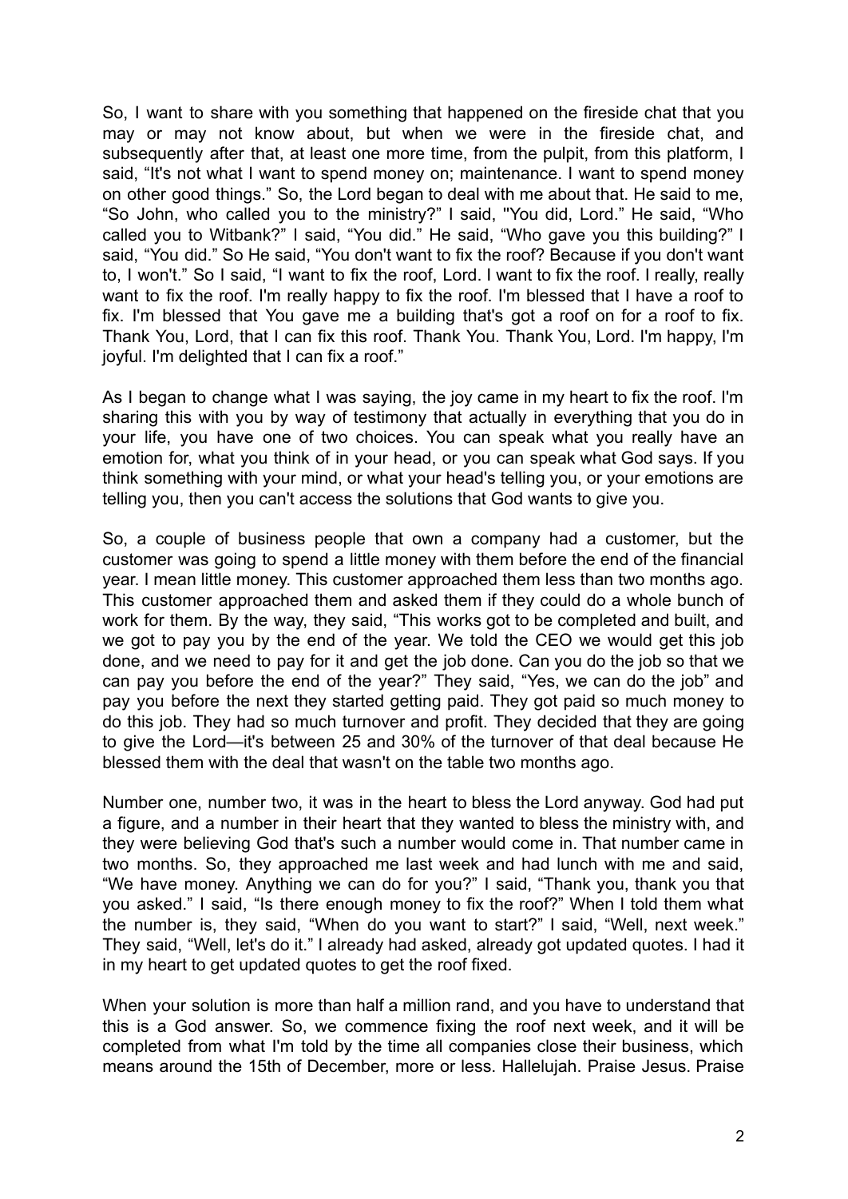So, I want to share with you something that happened on the fireside chat that you may or may not know about, but when we were in the fireside chat, and subsequently after that, at least one more time, from the pulpit, from this platform, I said, "It's not what I want to spend money on; maintenance. I want to spend money on other good things." So, the Lord began to deal with me about that. He said to me, "So John, who called you to the ministry?" I said, "You did, Lord." He said, "Who called you to Witbank?" I said, "You did." He said, "Who gave you this building?" I said, "You did." So He said, "You don't want to fix the roof? Because if you don't want to, I won't." So I said, "I want to fix the roof, Lord. I want to fix the roof. I really, really want to fix the roof. I'm really happy to fix the roof. I'm blessed that I have a roof to fix. I'm blessed that You gave me a building that's got a roof on for a roof to fix. Thank You, Lord, that I can fix this roof. Thank You. Thank You, Lord. I'm happy, I'm joyful. I'm delighted that I can fix a roof."

As I began to change what I was saying, the joy came in my heart to fix the roof. I'm sharing this with you by way of testimony that actually in everything that you do in your life, you have one of two choices. You can speak what you really have an emotion for, what you think of in your head, or you can speak what God says. If you think something with your mind, or what your head's telling you, or your emotions are telling you, then you can't access the solutions that God wants to give you.

So, a couple of business people that own a company had a customer, but the customer was going to spend a little money with them before the end of the financial year. I mean little money. This customer approached them less than two months ago. This customer approached them and asked them if they could do a whole bunch of work for them. By the way, they said, "This works got to be completed and built, and we got to pay you by the end of the year. We told the CEO we would get this job done, and we need to pay for it and get the job done. Can you do the job so that we can pay you before the end of the year?" They said, "Yes, we can do the job" and pay you before the next they started getting paid. They got paid so much money to do this job. They had so much turnover and profit. They decided that they are going to give the Lord—it's between 25 and 30% of the turnover of that deal because He blessed them with the deal that wasn't on the table two months ago.

Number one, number two, it was in the heart to bless the Lord anyway. God had put a figure, and a number in their heart that they wanted to bless the ministry with, and they were believing God that's such a number would come in. That number came in two months. So, they approached me last week and had lunch with me and said, "We have money. Anything we can do for you?" I said, "Thank you, thank you that you asked." I said, "Is there enough money to fix the roof?" When I told them what the number is, they said, "When do you want to start?" I said, "Well, next week." They said, "Well, let's do it." I already had asked, already got updated quotes. I had it in my heart to get updated quotes to get the roof fixed.

When your solution is more than half a million rand, and you have to understand that this is a God answer. So, we commence fixing the roof next week, and it will be completed from what I'm told by the time all companies close their business, which means around the 15th of December, more or less. Hallelujah. Praise Jesus. Praise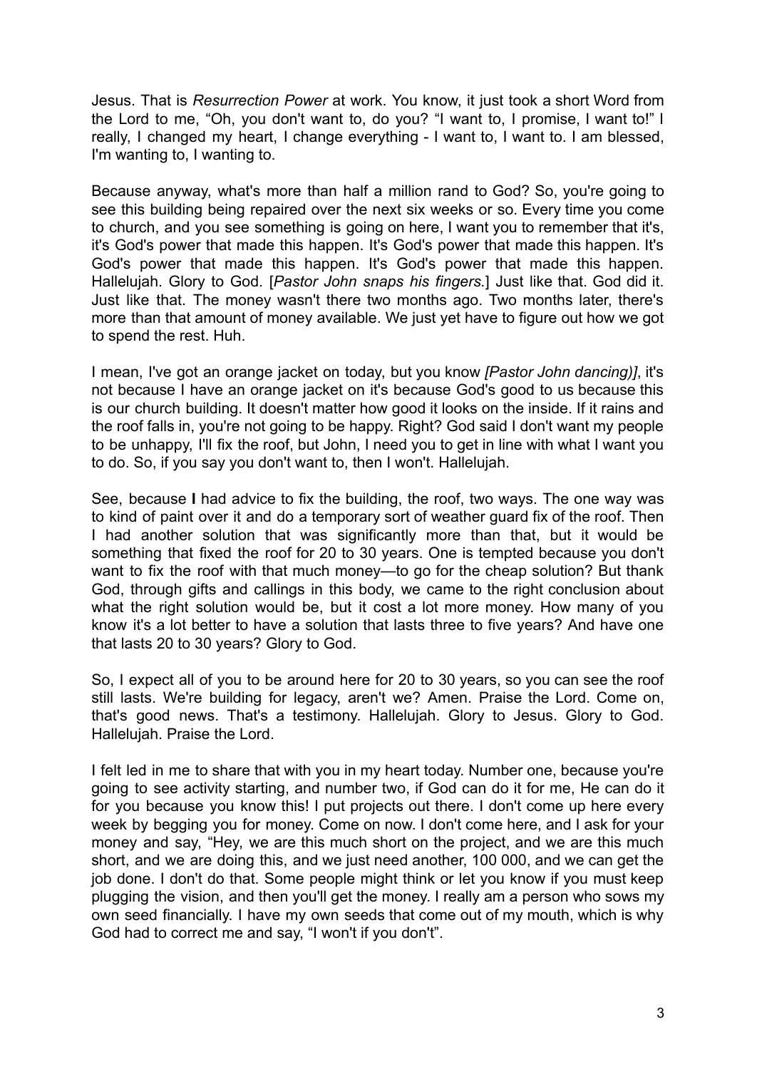Jesus. That is *Resurrection Power* at work. You know, it just took a short Word from the Lord to me, "Oh, you don't want to, do you? "I want to, I promise, I want to!" I really, I changed my heart, I change everything - I want to, I want to. I am blessed, I'm wanting to, I wanting to.

Because anyway, what's more than half a million rand to God? So, you're going to see this building being repaired over the next six weeks or so. Every time you come to church, and you see something is going on here, I want you to remember that it's, it's God's power that made this happen. It's God's power that made this happen. It's God's power that made this happen. Hallelujah. Glory to God. [*Pastor John snaps his fingers.*] Just like that. God did it. Just like that. The money wasn't there two months ago. Two months later, there's more than that amount of money available. We just yet have to figure out how we got to spend the rest. Huh.

I mean, I've got an orange jacket on today, but you know *[Pastor John dancing)]*, it's not because I have an orange jacket on it's because God's good to us because this is our church building. It doesn't matter how good it looks on the inside. If it rains and the roof falls in, you're not going to be happy. Right? God said I don't want my people to be unhappy, I'll fix the roof, but John, I need you to get in line with what I want you to do. So, if you say you don't want to, then I won't. Hallelujah.

See, because **I** had advice to fix the building, the roof, two ways. The one way was to kind of paint over it and do a temporary sort of weather guard fix of the roof. Then I had another solution that was significantly more than that, but it would be something that fixed the roof for 20 to 30 years. One is tempted because you don't want to fix the roof with that much money—to go for the cheap solution? But thank God, through gifts and callings in this body, we came to the right conclusion about what the right solution would be, but it cost a lot more money. How many of you know it's a lot better to have a solution that lasts three to five years? And have one that lasts 20 to 30 years? Glory to God.

So, I expect all of you to be around here for 20 to 30 years, so you can see the roof still lasts. We're building for legacy, aren't we? Amen. Praise the Lord. Come on, that's good news. That's a testimony. Hallelujah. Glory to Jesus. Glory to God. Hallelujah. Praise the Lord.

I felt led in me to share that with you in my heart today. Number one, because you're going to see activity starting, and number two, if God can do it for me, He can do it for you because you know this! I put projects out there. I don't come up here every week by begging you for money. Come on now. I don't come here, and I ask for your money and say, "Hey, we are this much short on the project, and we are this much short, and we are doing this, and we just need another, 100 000, and we can get the job done. I don't do that. Some people might think or let you know if you must keep plugging the vision, and then you'll get the money. I really am a person who sows my own seed financially. I have my own seeds that come out of my mouth, which is why God had to correct me and say, "I won't if you don't".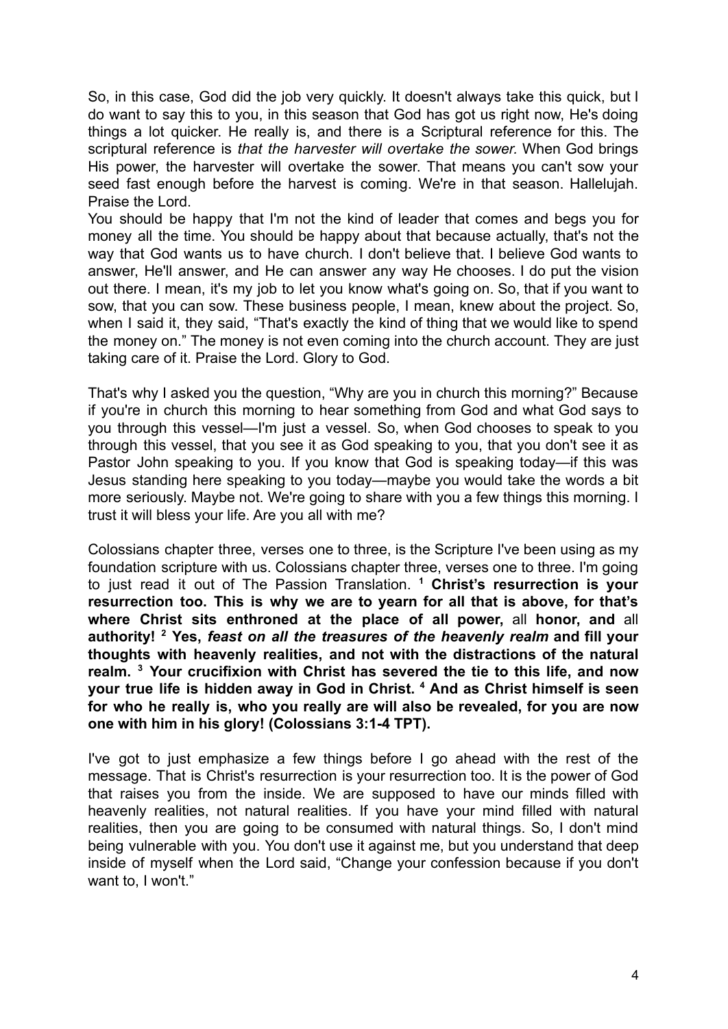So, in this case, God did the job very quickly. It doesn't always take this quick, but I do want to say this to you, in this season that God has got us right now, He's doing things a lot quicker. He really is, and there is a Scriptural reference for this. The scriptural reference is *that the harvester will overtake the sower.* When God brings His power, the harvester will overtake the sower. That means you can't sow your seed fast enough before the harvest is coming. We're in that season. Hallelujah. Praise the Lord.

You should be happy that I'm not the kind of leader that comes and begs you for money all the time. You should be happy about that because actually, that's not the way that God wants us to have church. I don't believe that. I believe God wants to answer, He'll answer, and He can answer any way He chooses. I do put the vision out there. I mean, it's my job to let you know what's going on. So, that if you want to sow, that you can sow. These business people, I mean, knew about the project. So, when I said it, they said, "That's exactly the kind of thing that we would like to spend the money on." The money is not even coming into the church account. They are just taking care of it. Praise the Lord. Glory to God.

That's why I asked you the question, "Why are you in church this morning?" Because if you're in church this morning to hear something from God and what God says to you through this vessel—I'm just a vessel. So, when God chooses to speak to you through this vessel, that you see it as God speaking to you, that you don't see it as Pastor John speaking to you. If you know that God is speaking today—if this was Jesus standing here speaking to you today—maybe you would take the words a bit more seriously. Maybe not. We're going to share with you a few things this morning. I trust it will bless your life. Are you all with me?

Colossians chapter three, verses one to three, is the Scripture I've been using as my foundation scripture with us. Colossians chapter three, verses one to three. I'm going to just read it out of The Passion Translation. [1] **Christ's resurrection is your resurrection too. This is why we are to yearn for all that is above, for that's where Christ sits enthroned at the place of all power,** all **honor, and** all **authority!** [2] **Yes,** ***feast on all the treasures of the heavenly realm*** **and fill your thoughts with heavenly realities, and not with the distractions of the natural realm.** [3] **Your crucifixion with Christ has severed the tie to this life, and now your true life is hidden away in God in Christ.** [4] **And as Christ himself is seen for who he really is, who you really are will also be revealed, for you are now one with him in his glory! (Colossians 3:1-4 TPT).**

I've got to just emphasize a few things before I go ahead with the rest of the message. That is Christ's resurrection is your resurrection too. It is the power of God that raises you from the inside. We are supposed to have our minds filled with heavenly realities, not natural realities. If you have your mind filled with natural realities, then you are going to be consumed with natural things. So, I don't mind being vulnerable with you. You don't use it against me, but you understand that deep inside of myself when the Lord said, "Change your confession because if you don't want to, I won't."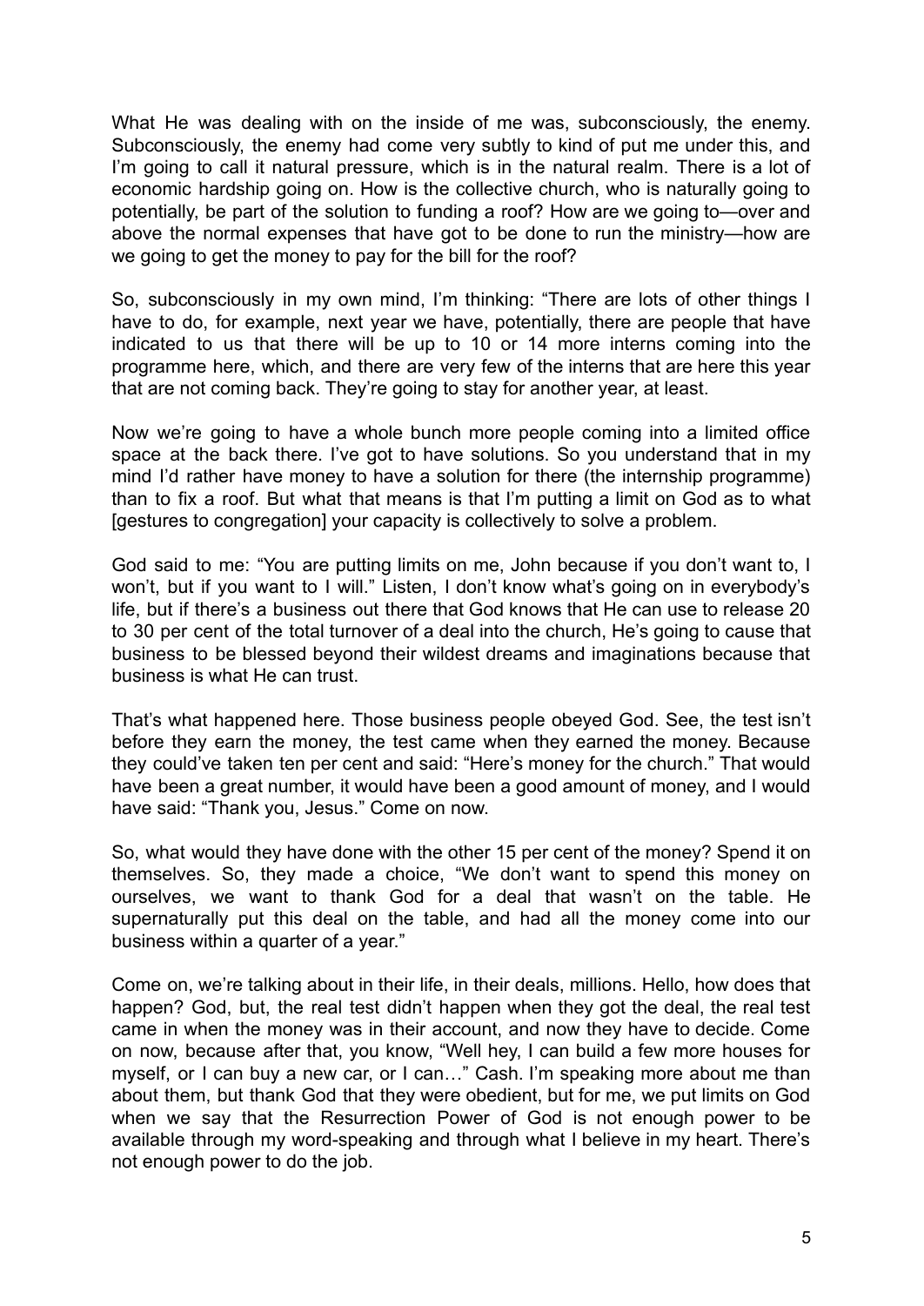What He was dealing with on the inside of me was, subconsciously, the enemy. Subconsciously, the enemy had come very subtly to kind of put me under this, and I'm going to call it natural pressure, which is in the natural realm. There is a lot of economic hardship going on. How is the collective church, who is naturally going to potentially, be part of the solution to funding a roof? How are we going to—over and above the normal expenses that have got to be done to run the ministry—how are we going to get the money to pay for the bill for the roof?

So, subconsciously in my own mind, I'm thinking: "There are lots of other things I have to do, for example, next year we have, potentially, there are people that have indicated to us that there will be up to 10 or 14 more interns coming into the programme here, which, and there are very few of the interns that are here this year that are not coming back. They're going to stay for another year, at least.

Now we're going to have a whole bunch more people coming into a limited office space at the back there. I've got to have solutions. So you understand that in my mind I'd rather have money to have a solution for there (the internship programme) than to fix a roof. But what that means is that I'm putting a limit on God as to what [gestures to congregation] your capacity is collectively to solve a problem.

God said to me: "You are putting limits on me, John because if you don't want to, I won't, but if you want to I will." Listen, I don't know what's going on in everybody's life, but if there's a business out there that God knows that He can use to release 20 to 30 per cent of the total turnover of a deal into the church, He's going to cause that business to be blessed beyond their wildest dreams and imaginations because that business is what He can trust.

That's what happened here. Those business people obeyed God. See, the test isn't before they earn the money, the test came when they earned the money. Because they could've taken ten per cent and said: "Here's money for the church." That would have been a great number, it would have been a good amount of money, and I would have said: "Thank you, Jesus." Come on now.

So, what would they have done with the other 15 per cent of the money? Spend it on themselves. So, they made a choice, "We don't want to spend this money on ourselves, we want to thank God for a deal that wasn't on the table. He supernaturally put this deal on the table, and had all the money come into our business within a quarter of a year."

Come on, we're talking about in their life, in their deals, millions. Hello, how does that happen? God, but, the real test didn't happen when they got the deal, the real test came in when the money was in their account, and now they have to decide. Come on now, because after that, you know, "Well hey, I can build a few more houses for myself, or I can buy a new car, or I can…" Cash. I'm speaking more about me than about them, but thank God that they were obedient, but for me, we put limits on God when we say that the Resurrection Power of God is not enough power to be available through my word-speaking and through what I believe in my heart. There's not enough power to do the job.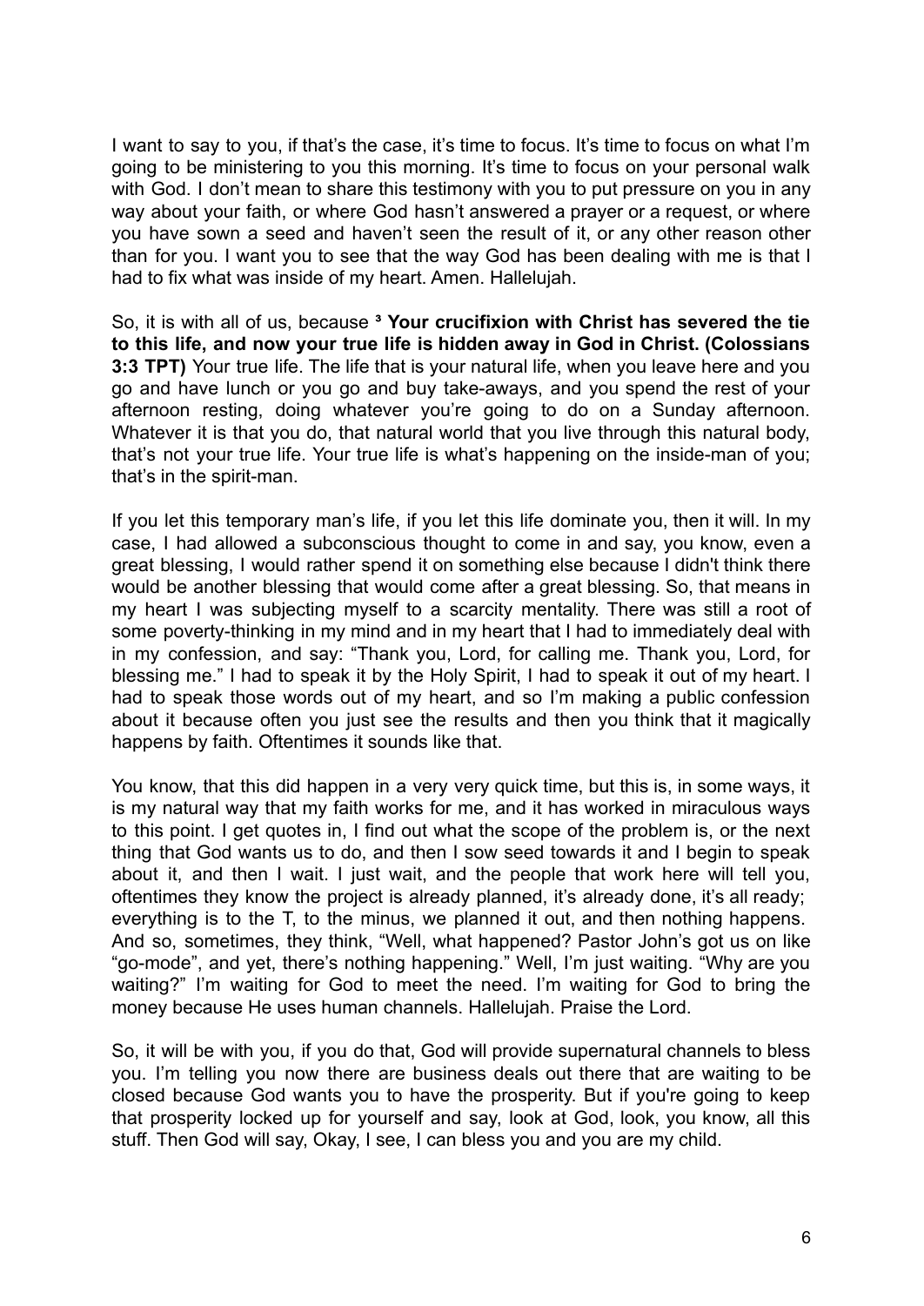I want to say to you, if that's the case, it's time to focus. It's time to focus on what I'm going to be ministering to you this morning. It's time to focus on your personal walk with God. I don't mean to share this testimony with you to put pressure on you in any way about your faith, or where God hasn't answered a prayer or a request, or where you have sown a seed and haven't seen the result of it, or any other reason other than for you. I want you to see that the way God has been dealing with me is that I had to fix what was inside of my heart. Amen. Hallelujah.

So, it is with all of us, because **[3] Your crucifixion with Christ has severed the tie to this life, and now your true life is hidden away in God in Christ. (Colossians 3:3 TPT)** Your true life. The life that is your natural life, when you leave here and you go and have lunch or you go and buy take-aways, and you spend the rest of your afternoon resting, doing whatever you're going to do on a Sunday afternoon. Whatever it is that you do, that natural world that you live through this natural body, that's not your true life. Your true life is what's happening on the inside-man of you; that's in the spirit-man.

If you let this temporary man's life, if you let this life dominate you, then it will. In my case, I had allowed a subconscious thought to come in and say, you know, even a great blessing, I would rather spend it on something else because I didn't think there would be another blessing that would come after a great blessing. So, that means in my heart I was subjecting myself to a scarcity mentality. There was still a root of some poverty-thinking in my mind and in my heart that I had to immediately deal with in my confession, and say: "Thank you, Lord, for calling me. Thank you, Lord, for blessing me." I had to speak it by the Holy Spirit, I had to speak it out of my heart. I had to speak those words out of my heart, and so I'm making a public confession about it because often you just see the results and then you think that it magically happens by faith. Oftentimes it sounds like that.

You know, that this did happen in a very very quick time, but this is, in some ways, it is my natural way that my faith works for me, and it has worked in miraculous ways to this point. I get quotes in, I find out what the scope of the problem is, or the next thing that God wants us to do, and then I sow seed towards it and I begin to speak about it, and then I wait. I just wait, and the people that work here will tell you, oftentimes they know the project is already planned, it's already done, it's all ready; everything is to the T, to the minus, we planned it out, and then nothing happens. And so, sometimes, they think, "Well, what happened? Pastor John's got us on like "go-mode", and yet, there's nothing happening." Well, I'm just waiting. "Why are you waiting?" I'm waiting for God to meet the need. I'm waiting for God to bring the money because He uses human channels. Hallelujah. Praise the Lord.

So, it will be with you, if you do that, God will provide supernatural channels to bless you. I'm telling you now there are business deals out there that are waiting to be closed because God wants you to have the prosperity. But if you're going to keep that prosperity locked up for yourself and say, look at God, look, you know, all this stuff. Then God will say, Okay, I see, I can bless you and you are my child.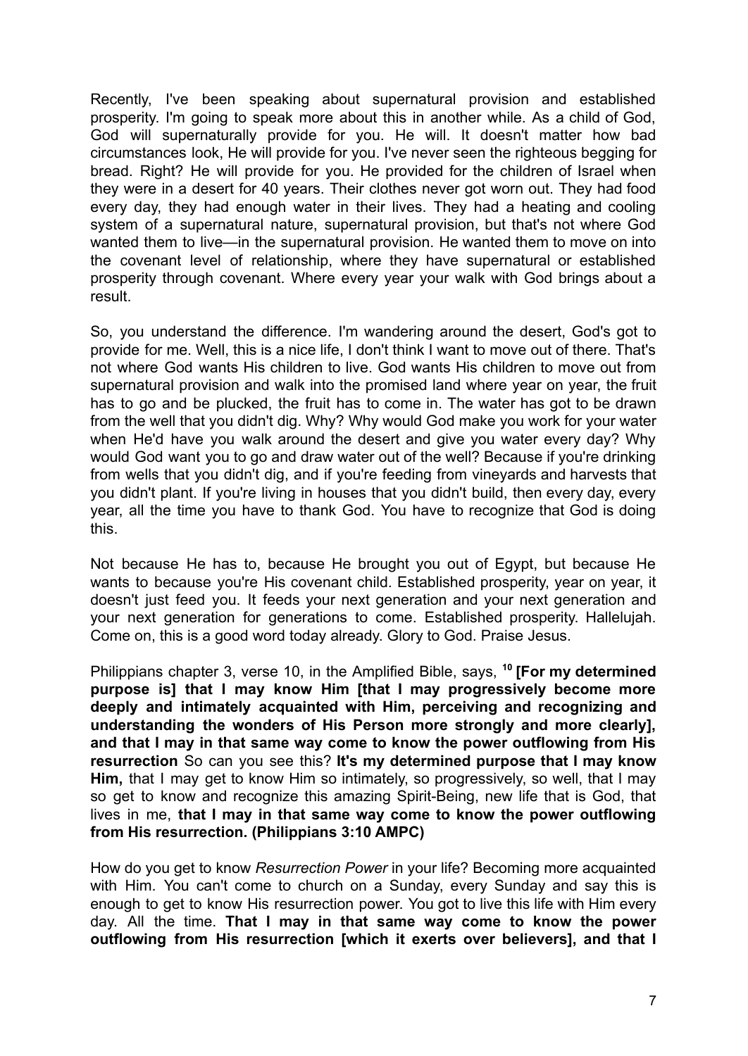Recently, I've been speaking about supernatural provision and established prosperity. I'm going to speak more about this in another while. As a child of God, God will supernaturally provide for you. He will. It doesn't matter how bad circumstances look, He will provide for you. I've never seen the righteous begging for bread. Right? He will provide for you. He provided for the children of Israel when they were in a desert for 40 years. Their clothes never got worn out. They had food every day, they had enough water in their lives. They had a heating and cooling system of a supernatural nature, supernatural provision, but that's not where God wanted them to live—in the supernatural provision. He wanted them to move on into the covenant level of relationship, where they have supernatural or established prosperity through covenant. Where every year your walk with God brings about a result.

So, you understand the difference. I'm wandering around the desert, God's got to provide for me. Well, this is a nice life, I don't think I want to move out of there. That's not where God wants His children to live. God wants His children to move out from supernatural provision and walk into the promised land where year on year, the fruit has to go and be plucked, the fruit has to come in. The water has got to be drawn from the well that you didn't dig. Why? Why would God make you work for your water when He'd have you walk around the desert and give you water every day? Why would God want you to go and draw water out of the well? Because if you're drinking from wells that you didn't dig, and if you're feeding from vineyards and harvests that you didn't plant. If you're living in houses that you didn't build, then every day, every year, all the time you have to thank God. You have to recognize that God is doing this.

Not because He has to, because He brought you out of Egypt, but because He wants to because you're His covenant child. Established prosperity, year on year, it doesn't just feed you. It feeds your next generation and your next generation and your next generation for generations to come. Established prosperity. Hallelujah. Come on, this is a good word today already. Glory to God. Praise Jesus.

Philippians chapter 3, verse 10, in the Amplified Bible, says, **10 [For my determined purpose is] that I may know Him [that I may progressively become more deeply and intimately acquainted with Him, perceiving and recognizing and understanding the wonders of His Person more strongly and more clearly], and that I may in that same way come to know the power outflowing from His resurrection** So can you see this? **It's my determined purpose that I may know Him,** that I may get to know Him so intimately, so progressively, so well, that I may so get to know and recognize this amazing Spirit-Being, new life that is God, that lives in me, **that I may in that same way come to know the power outflowing from His resurrection. (Philippians 3:10 AMPC)**

How do you get to know *Resurrection Power* in your life? Becoming more acquainted with Him. You can't come to church on a Sunday, every Sunday and say this is enough to get to know His resurrection power. You got to live this life with Him every day. All the time. **That I may in that same way come to know the power outflowing from His resurrection [which it exerts over believers], and that I**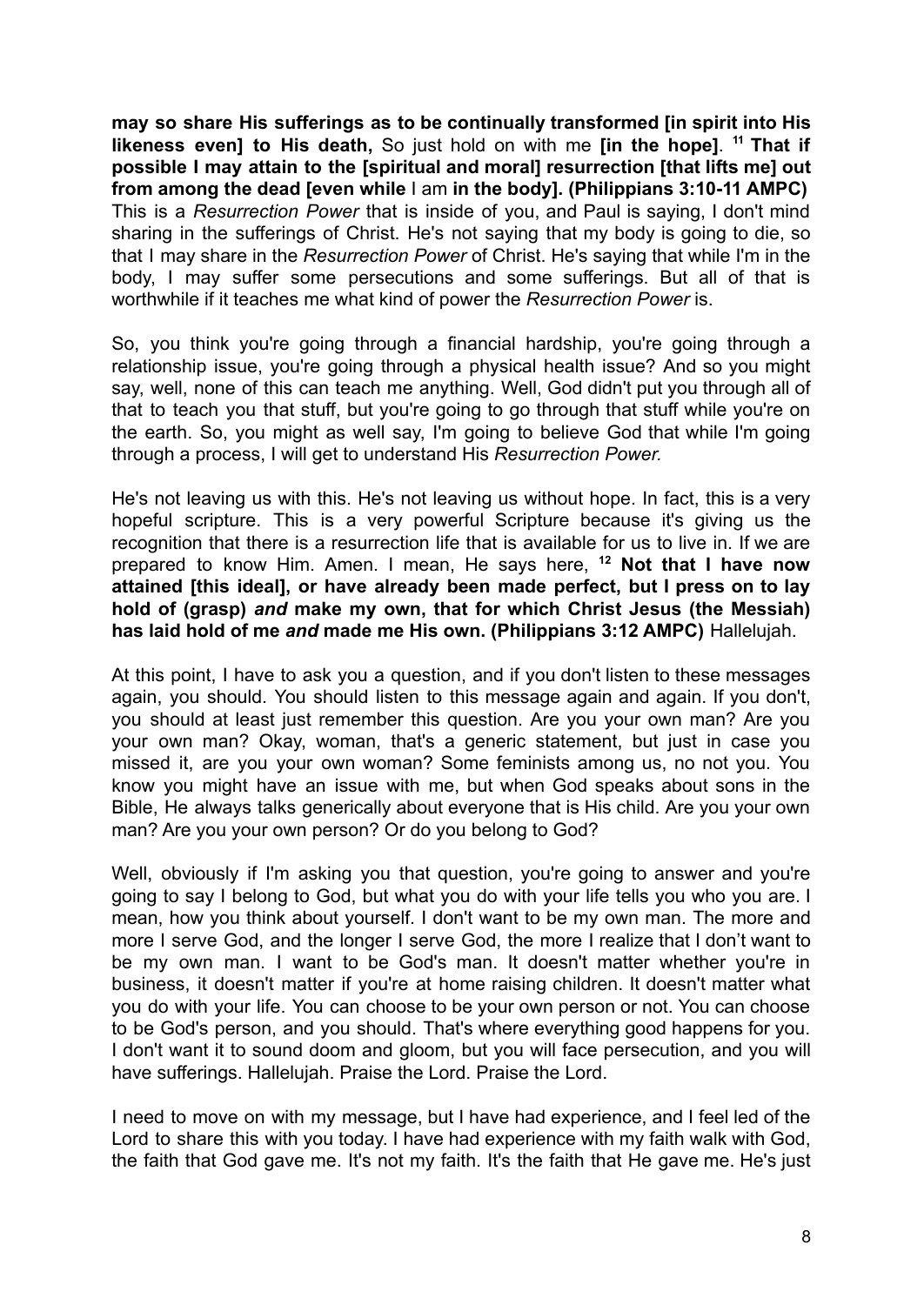**may so share His sufferings as to be continually transformed [in spirit into His likeness even] to His death,** So just hold on with me **[in the hope]**. [11] **That if possible I may attain to the [spiritual and moral] resurrection [that lifts me] out from among the dead [even while** I am **in the body]. (Philippians 3:10-11 AMPC)** This is a *Resurrection Power* that is inside of you, and Paul is saying, I don't mind sharing in the sufferings of Christ. He's not saying that my body is going to die, so that I may share in the *Resurrection Power* of Christ. He's saying that while I'm in the body, I may suffer some persecutions and some sufferings. But all of that is worthwhile if it teaches me what kind of power the *Resurrection Power* is.

So, you think you're going through a financial hardship, you're going through a relationship issue, you're going through a physical health issue? And so you might say, well, none of this can teach me anything. Well, God didn't put you through all of that to teach you that stuff, but you're going to go through that stuff while you're on the earth. So, you might as well say, I'm going to believe God that while I'm going through a process, I will get to understand His *Resurrection Power.*

He's not leaving us with this. He's not leaving us without hope. In fact, this is a very hopeful scripture. This is a very powerful Scripture because it's giving us the recognition that there is a resurrection life that is available for us to live in. If we are prepared to know Him. Amen. I mean, He says here, [12] **Not that I have now attained [this ideal], or have already been made perfect, but I press on to lay hold of (grasp)** ***and*** **make my own, that for which Christ Jesus (the Messiah) has laid hold of me** ***and*** **made me His own. (Philippians 3:12 AMPC)** Hallelujah.

At this point, I have to ask you a question, and if you don't listen to these messages again, you should. You should listen to this message again and again. If you don't, you should at least just remember this question. Are you your own man? Are you your own man? Okay, woman, that's a generic statement, but just in case you missed it, are you your own woman? Some feminists among us, no not you. You know you might have an issue with me, but when God speaks about sons in the Bible, He always talks generically about everyone that is His child. Are you your own man? Are you your own person? Or do you belong to God?

Well, obviously if I'm asking you that question, you're going to answer and you're going to say I belong to God, but what you do with your life tells you who you are. I mean, how you think about yourself. I don't want to be my own man. The more and more I serve God, and the longer I serve God, the more I realize that I don't want to be my own man. I want to be God's man. It doesn't matter whether you're in business, it doesn't matter if you're at home raising children. It doesn't matter what you do with your life. You can choose to be your own person or not. You can choose to be God's person, and you should. That's where everything good happens for you. I don't want it to sound doom and gloom, but you will face persecution, and you will have sufferings. Hallelujah. Praise the Lord. Praise the Lord.

I need to move on with my message, but I have had experience, and I feel led of the Lord to share this with you today. I have had experience with my faith walk with God, the faith that God gave me. It's not my faith. It's the faith that He gave me. He's just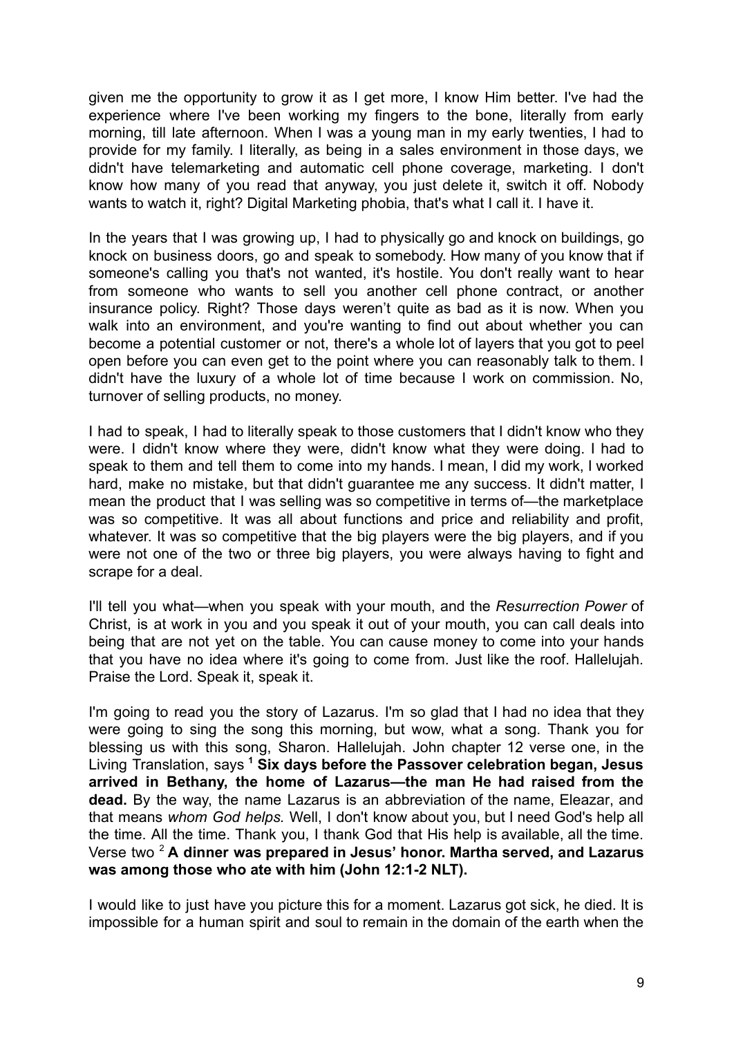given me the opportunity to grow it as I get more, I know Him better. I've had the experience where I've been working my fingers to the bone, literally from early morning, till late afternoon. When I was a young man in my early twenties, I had to provide for my family. I literally, as being in a sales environment in those days, we didn't have telemarketing and automatic cell phone coverage, marketing. I don't know how many of you read that anyway, you just delete it, switch it off. Nobody wants to watch it, right? Digital Marketing phobia, that's what I call it. I have it.

In the years that I was growing up, I had to physically go and knock on buildings, go knock on business doors, go and speak to somebody. How many of you know that if someone's calling you that's not wanted, it's hostile. You don't really want to hear from someone who wants to sell you another cell phone contract, or another insurance policy. Right? Those days weren't quite as bad as it is now. When you walk into an environment, and you're wanting to find out about whether you can become a potential customer or not, there's a whole lot of layers that you got to peel open before you can even get to the point where you can reasonably talk to them. I didn't have the luxury of a whole lot of time because I work on commission. No, turnover of selling products, no money.

I had to speak, I had to literally speak to those customers that I didn't know who they were. I didn't know where they were, didn't know what they were doing. I had to speak to them and tell them to come into my hands. I mean, I did my work, I worked hard, make no mistake, but that didn't guarantee me any success. It didn't matter, I mean the product that I was selling was so competitive in terms of—the marketplace was so competitive. It was all about functions and price and reliability and profit, whatever. It was so competitive that the big players were the big players, and if you were not one of the two or three big players, you were always having to fight and scrape for a deal.

I'll tell you what—when you speak with your mouth, and the *Resurrection Power* of Christ, is at work in you and you speak it out of your mouth, you can call deals into being that are not yet on the table. You can cause money to come into your hands that you have no idea where it's going to come from. Just like the roof. Hallelujah. Praise the Lord. Speak it, speak it.

I'm going to read you the story of Lazarus. I'm so glad that I had no idea that they were going to sing the song this morning, but wow, what a song. Thank you for blessing us with this song, Sharon. Hallelujah. John chapter 12 verse one, in the Living Translation, says [1] **Six days before the Passover celebration began, Jesus arrived in Bethany, the home of Lazarus—the man He had raised from the dead.** By the way, the name Lazarus is an abbreviation of the name, Eleazar, and that means *whom God helps.* Well, I don't know about you, but I need God's help all the time. All the time. Thank you, I thank God that His help is available, all the time. Verse two [2] **A dinner was prepared in Jesus' honor. Martha served, and Lazarus was among those who ate with him (John 12:1-2 NLT).**

I would like to just have you picture this for a moment. Lazarus got sick, he died. It is impossible for a human spirit and soul to remain in the domain of the earth when the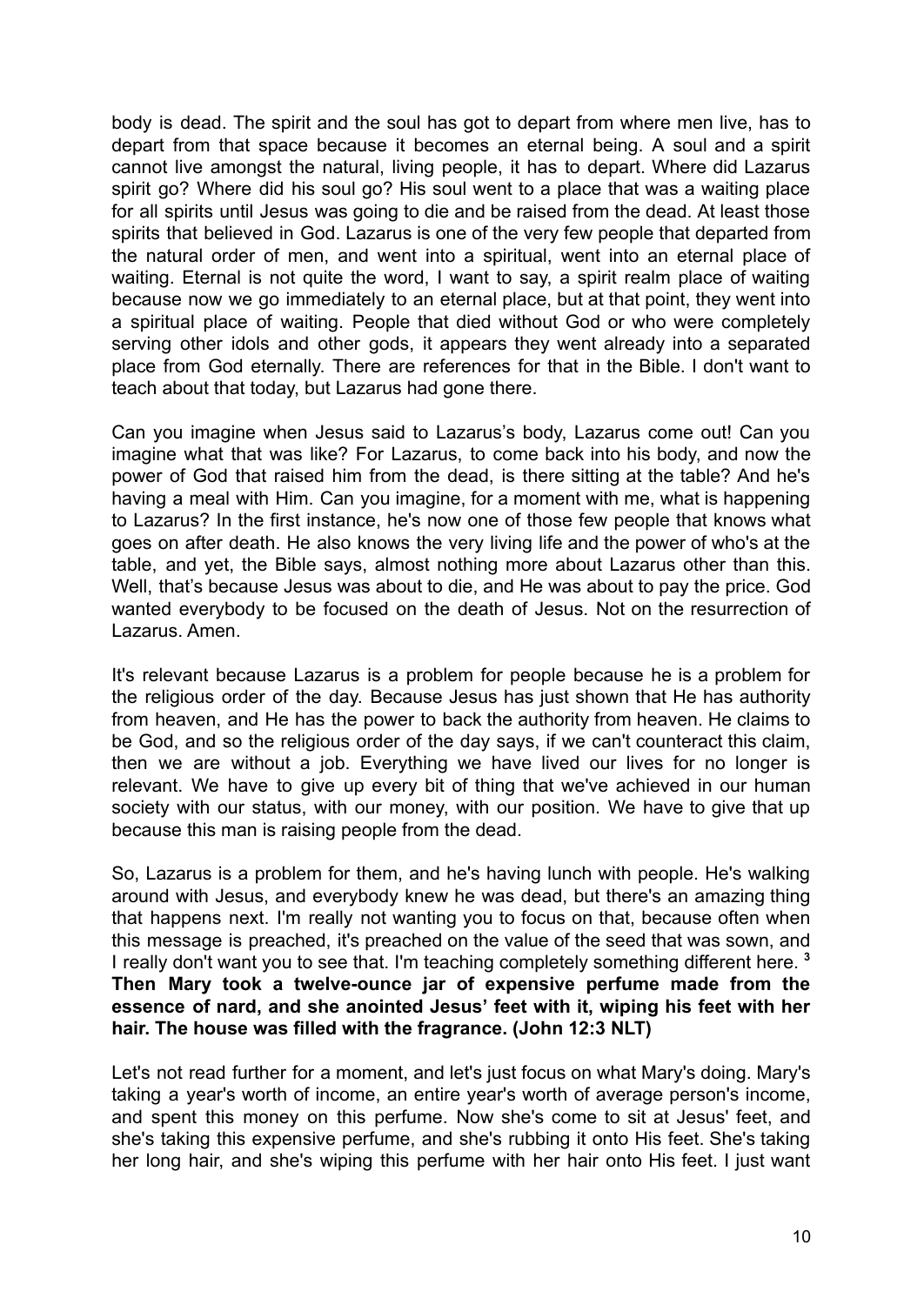body is dead. The spirit and the soul has got to depart from where men live, has to depart from that space because it becomes an eternal being. A soul and a spirit cannot live amongst the natural, living people, it has to depart. Where did Lazarus spirit go? Where did his soul go? His soul went to a place that was a waiting place for all spirits until Jesus was going to die and be raised from the dead. At least those spirits that believed in God. Lazarus is one of the very few people that departed from the natural order of men, and went into a spiritual, went into an eternal place of waiting. Eternal is not quite the word, I want to say, a spirit realm place of waiting because now we go immediately to an eternal place, but at that point, they went into a spiritual place of waiting. People that died without God or who were completely serving other idols and other gods, it appears they went already into a separated place from God eternally. There are references for that in the Bible. I don't want to teach about that today, but Lazarus had gone there.

Can you imagine when Jesus said to Lazarus's body, Lazarus come out! Can you imagine what that was like? For Lazarus, to come back into his body, and now the power of God that raised him from the dead, is there sitting at the table? And he's having a meal with Him. Can you imagine, for a moment with me, what is happening to Lazarus? In the first instance, he's now one of those few people that knows what goes on after death. He also knows the very living life and the power of who's at the table, and yet, the Bible says, almost nothing more about Lazarus other than this. Well, that's because Jesus was about to die, and He was about to pay the price. God wanted everybody to be focused on the death of Jesus. Not on the resurrection of Lazarus. Amen.

It's relevant because Lazarus is a problem for people because he is a problem for the religious order of the day. Because Jesus has just shown that He has authority from heaven, and He has the power to back the authority from heaven. He claims to be God, and so the religious order of the day says, if we can't counteract this claim, then we are without a job. Everything we have lived our lives for no longer is relevant. We have to give up every bit of thing that we've achieved in our human society with our status, with our money, with our position. We have to give that up because this man is raising people from the dead.

So, Lazarus is a problem for them, and he's having lunch with people. He's walking around with Jesus, and everybody knew he was dead, but there's an amazing thing that happens next. I'm really not wanting you to focus on that, because often when this message is preached, it's preached on the value of the seed that was sown, and I really don't want you to see that. I'm teaching completely something different here. [3] **Then Mary took a twelve-ounce jar of expensive perfume made from the essence of nard, and she anointed Jesus' feet with it, wiping his feet with her hair. The house was filled with the fragrance. (John 12:3 NLT)**

Let's not read further for a moment, and let's just focus on what Mary's doing. Mary's taking a year's worth of income, an entire year's worth of average person's income, and spent this money on this perfume. Now she's come to sit at Jesus' feet, and she's taking this expensive perfume, and she's rubbing it onto His feet. She's taking her long hair, and she's wiping this perfume with her hair onto His feet. I just want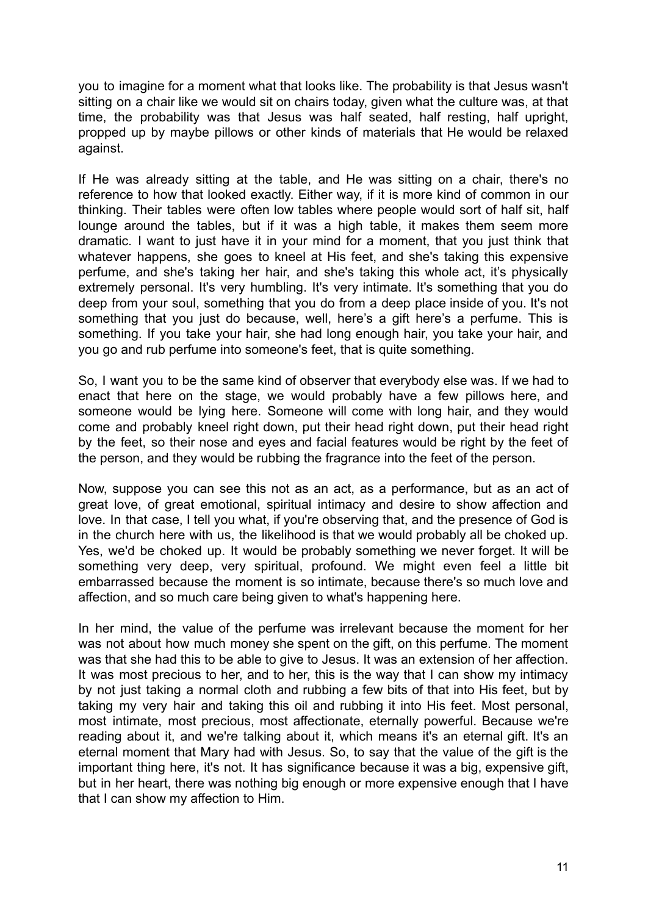you to imagine for a moment what that looks like. The probability is that Jesus wasn't sitting on a chair like we would sit on chairs today, given what the culture was, at that time, the probability was that Jesus was half seated, half resting, half upright, propped up by maybe pillows or other kinds of materials that He would be relaxed against.

If He was already sitting at the table, and He was sitting on a chair, there's no reference to how that looked exactly. Either way, if it is more kind of common in our thinking. Their tables were often low tables where people would sort of half sit, half lounge around the tables, but if it was a high table, it makes them seem more dramatic. I want to just have it in your mind for a moment, that you just think that whatever happens, she goes to kneel at His feet, and she's taking this expensive perfume, and she's taking her hair, and she's taking this whole act, it's physically extremely personal. It's very humbling. It's very intimate. It's something that you do deep from your soul, something that you do from a deep place inside of you. It's not something that you just do because, well, here's a gift here's a perfume. This is something. If you take your hair, she had long enough hair, you take your hair, and you go and rub perfume into someone's feet, that is quite something.

So, I want you to be the same kind of observer that everybody else was. If we had to enact that here on the stage, we would probably have a few pillows here, and someone would be lying here. Someone will come with long hair, and they would come and probably kneel right down, put their head right down, put their head right by the feet, so their nose and eyes and facial features would be right by the feet of the person, and they would be rubbing the fragrance into the feet of the person.

Now, suppose you can see this not as an act, as a performance, but as an act of great love, of great emotional, spiritual intimacy and desire to show affection and love. In that case, I tell you what, if you're observing that, and the presence of God is in the church here with us, the likelihood is that we would probably all be choked up. Yes, we'd be choked up. It would be probably something we never forget. It will be something very deep, very spiritual, profound. We might even feel a little bit embarrassed because the moment is so intimate, because there's so much love and affection, and so much care being given to what's happening here.

In her mind, the value of the perfume was irrelevant because the moment for her was not about how much money she spent on the gift, on this perfume. The moment was that she had this to be able to give to Jesus. It was an extension of her affection. It was most precious to her, and to her, this is the way that I can show my intimacy by not just taking a normal cloth and rubbing a few bits of that into His feet, but by taking my very hair and taking this oil and rubbing it into His feet. Most personal, most intimate, most precious, most affectionate, eternally powerful. Because we're reading about it, and we're talking about it, which means it's an eternal gift. It's an eternal moment that Mary had with Jesus. So, to say that the value of the gift is the important thing here, it's not. It has significance because it was a big, expensive gift, but in her heart, there was nothing big enough or more expensive enough that I have that I can show my affection to Him.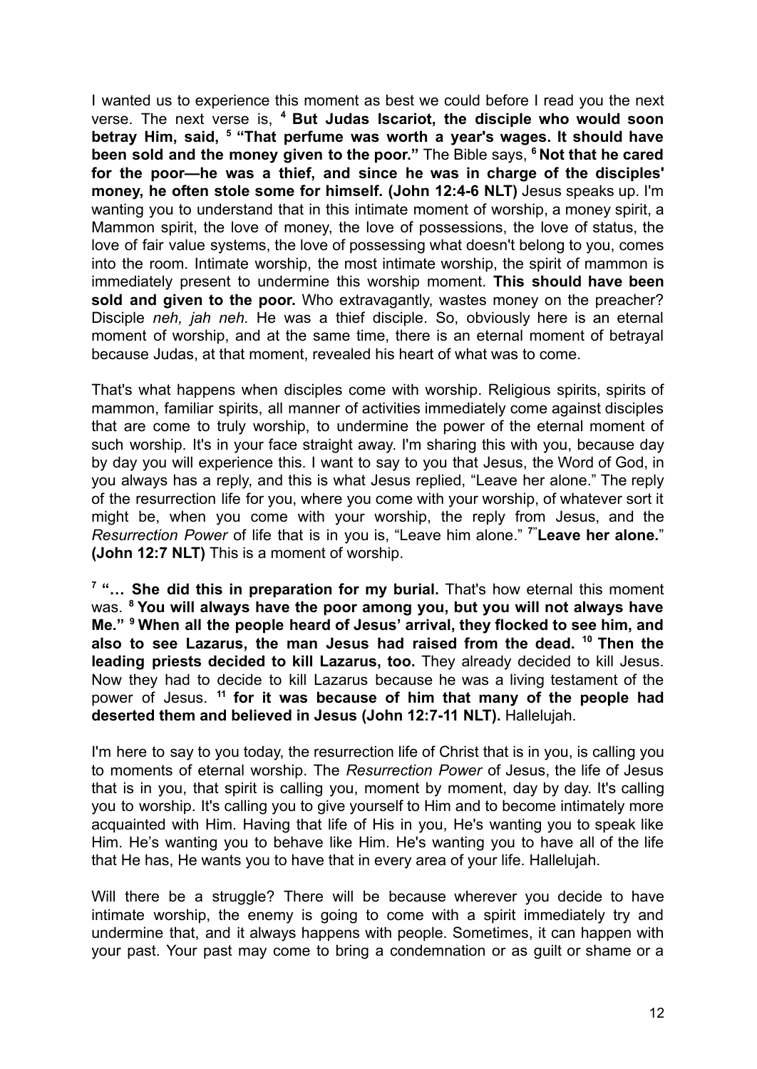I wanted us to experience this moment as best we could before I read you the next verse. The next verse is, [4] **But Judas Iscariot, the disciple who would soon betray Him, said, [5] "That perfume was worth a year's wages. It should have been sold and the money given to the poor."** The Bible says, [6] **Not that he cared for the poor—he was a thief, and since he was in charge of the disciples' money, he often stole some for himself. (John 12:4-6 NLT)** Jesus speaks up. I'm wanting you to understand that in this intimate moment of worship, a money spirit, a Mammon spirit, the love of money, the love of possessions, the love of status, the love of fair value systems, the love of possessing what doesn't belong to you, comes into the room. Intimate worship, the most intimate worship, the spirit of mammon is immediately present to undermine this worship moment. **This should have been sold and given to the poor.** Who extravagantly, wastes money on the preacher? Disciple *neh, jah neh.* He was a thief disciple. So, obviously here is an eternal moment of worship, and at the same time, there is an eternal moment of betrayal because Judas, at that moment, revealed his heart of what was to come.

That's what happens when disciples come with worship. Religious spirits, spirits of mammon, familiar spirits, all manner of activities immediately come against disciples that are come to truly worship, to undermine the power of the eternal moment of such worship. It's in your face straight away. I'm sharing this with you, because day by day you will experience this. I want to say to you that Jesus, the Word of God, in you always has a reply, and this is what Jesus replied, "Leave her alone." The reply of the resurrection life for you, where you come with your worship, of whatever sort it might be, when you come with your worship, the reply from Jesus, and the *Resurrection Power* of life that is in you is, "Leave him alone." [7]"**Leave her alone.**" **(John 12:7 NLT)** This is a moment of worship.

[7] **"… She did this in preparation for my burial.** That's how eternal this moment was. [8] **You will always have the poor among you, but you will not always have Me."** [9] **When all the people heard of Jesus' arrival, they flocked to see him, and also to see Lazarus, the man Jesus had raised from the dead.** [10] **Then the leading priests decided to kill Lazarus, too.** They already decided to kill Jesus. Now they had to decide to kill Lazarus because he was a living testament of the power of Jesus. [11] **for it was because of him that many of the people had deserted them and believed in Jesus (John 12:7-11 NLT).** Hallelujah.

I'm here to say to you today, the resurrection life of Christ that is in you, is calling you to moments of eternal worship. The *Resurrection Power* of Jesus, the life of Jesus that is in you, that spirit is calling you, moment by moment, day by day. It's calling you to worship. It's calling you to give yourself to Him and to become intimately more acquainted with Him. Having that life of His in you, He's wanting you to speak like Him. He's wanting you to behave like Him. He's wanting you to have all of the life that He has, He wants you to have that in every area of your life. Hallelujah.

Will there be a struggle? There will be because wherever you decide to have intimate worship, the enemy is going to come with a spirit immediately try and undermine that, and it always happens with people. Sometimes, it can happen with your past. Your past may come to bring a condemnation or as guilt or shame or a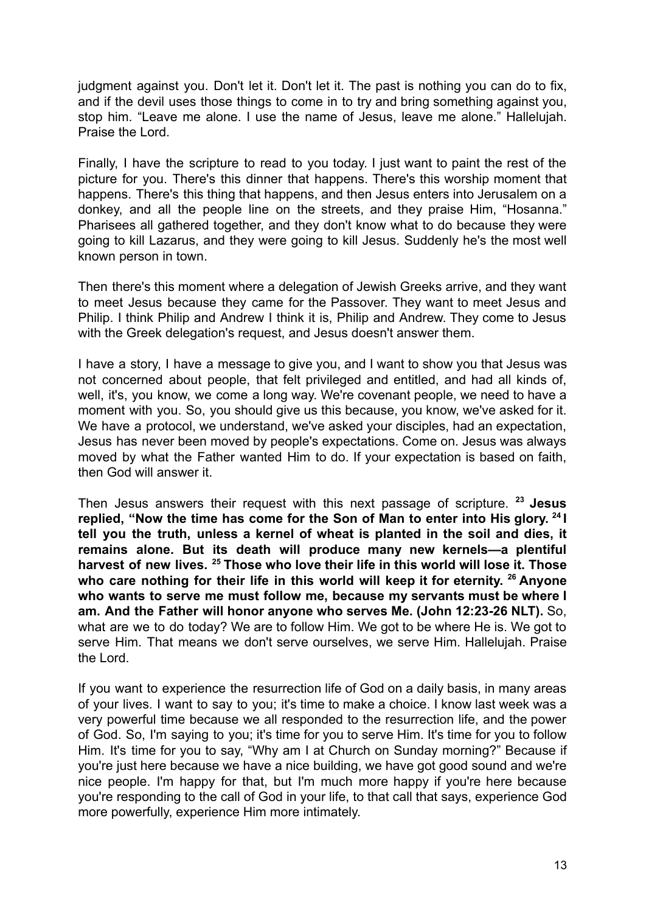judgment against you. Don't let it. Don't let it. The past is nothing you can do to fix, and if the devil uses those things to come in to try and bring something against you, stop him. “Leave me alone. I use the name of Jesus, leave me alone.” Hallelujah. Praise the Lord.

Finally, I have the scripture to read to you today. I just want to paint the rest of the picture for you. There's this dinner that happens. There's this worship moment that happens. There's this thing that happens, and then Jesus enters into Jerusalem on a donkey, and all the people line on the streets, and they praise Him, “Hosanna.” Pharisees all gathered together, and they don't know what to do because they were going to kill Lazarus, and they were going to kill Jesus. Suddenly he's the most well known person in town.

Then there's this moment where a delegation of Jewish Greeks arrive, and they want to meet Jesus because they came for the Passover. They want to meet Jesus and Philip. I think Philip and Andrew I think it is, Philip and Andrew. They come to Jesus with the Greek delegation's request, and Jesus doesn't answer them.

I have a story, I have a message to give you, and I want to show you that Jesus was not concerned about people, that felt privileged and entitled, and had all kinds of, well, it's, you know, we come a long way. We're covenant people, we need to have a moment with you. So, you should give us this because, you know, we've asked for it. We have a protocol, we understand, we've asked your disciples, had an expectation, Jesus has never been moved by people's expectations. Come on. Jesus was always moved by what the Father wanted Him to do. If your expectation is based on faith, then God will answer it.

Then Jesus answers their request with this next passage of scripture. **[23] Jesus replied, “Now the time has come for the Son of Man to enter into His glory. [24] I tell you the truth, unless a kernel of wheat is planted in the soil and dies, it remains alone. But its death will produce many new kernels—a plentiful harvest of new lives. [25] Those who love their life in this world will lose it. Those who care nothing for their life in this world will keep it for eternity. [26] Anyone who wants to serve me must follow me, because my servants must be where I am. And the Father will honor anyone who serves Me. (John 12:23-26 NLT).** So, what are we to do today? We are to follow Him. We got to be where He is. We got to serve Him. That means we don't serve ourselves, we serve Him. Hallelujah. Praise the Lord.

If you want to experience the resurrection life of God on a daily basis, in many areas of your lives. I want to say to you; it's time to make a choice. I know last week was a very powerful time because we all responded to the resurrection life, and the power of God. So, I'm saying to you; it's time for you to serve Him. It's time for you to follow Him. It's time for you to say, “Why am I at Church on Sunday morning?” Because if you're just here because we have a nice building, we have got good sound and we're nice people. I'm happy for that, but I'm much more happy if you're here because you're responding to the call of God in your life, to that call that says, experience God more powerfully, experience Him more intimately.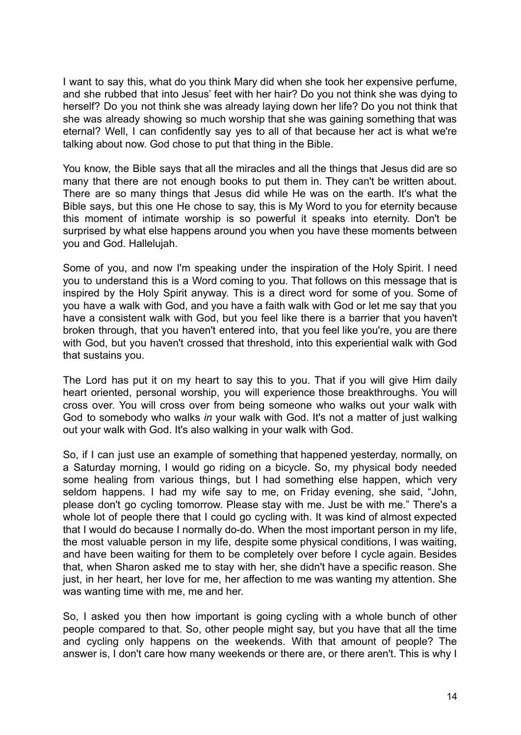I want to say this, what do you think Mary did when she took her expensive perfume, and she rubbed that into Jesus' feet with her hair? Do you not think she was dying to herself? Do you not think she was already laying down her life? Do you not think that she was already showing so much worship that she was gaining something that was eternal? Well, I can confidently say yes to all of that because her act is what we're talking about now. God chose to put that thing in the Bible.

You know, the Bible says that all the miracles and all the things that Jesus did are so many that there are not enough books to put them in. They can't be written about. There are so many things that Jesus did while He was on the earth. It's what the Bible says, but this one He chose to say, this is My Word to you for eternity because this moment of intimate worship is so powerful it speaks into eternity. Don't be surprised by what else happens around you when you have these moments between you and God. Hallelujah.

Some of you, and now I'm speaking under the inspiration of the Holy Spirit. I need you to understand this is a Word coming to you. That follows on this message that is inspired by the Holy Spirit anyway. This is a direct word for some of you. Some of you have a walk with God, and you have a faith walk with God or let me say that you have a consistent walk with God, but you feel like there is a barrier that you haven't broken through, that you haven't entered into, that you feel like you're, you are there with God, but you haven't crossed that threshold, into this experiential walk with God that sustains you.

The Lord has put it on my heart to say this to you. That if you will give Him daily heart oriented, personal worship, you will experience those breakthroughs. You will cross over. You will cross over from being someone who walks out your walk with God to somebody who walks *in* your walk with God. It's not a matter of just walking out your walk with God. It's also walking in your walk with God.

So, if I can just use an example of something that happened yesterday, normally, on a Saturday morning, I would go riding on a bicycle. So, my physical body needed some healing from various things, but I had something else happen, which very seldom happens. I had my wife say to me, on Friday evening, she said, "John, please don't go cycling tomorrow. Please stay with me. Just be with me." There's a whole lot of people there that I could go cycling with. It was kind of almost expected that I would do because I normally do-do. When the most important person in my life, the most valuable person in my life, despite some physical conditions, I was waiting, and have been waiting for them to be completely over before I cycle again. Besides that, when Sharon asked me to stay with her, she didn't have a specific reason. She just, in her heart, her love for me, her affection to me was wanting my attention. She was wanting time with me, me and her.

So, I asked you then how important is going cycling with a whole bunch of other people compared to that. So, other people might say, but you have that all the time and cycling only happens on the weekends. With that amount of people? The answer is, I don't care how many weekends or there are, or there aren't. This is why I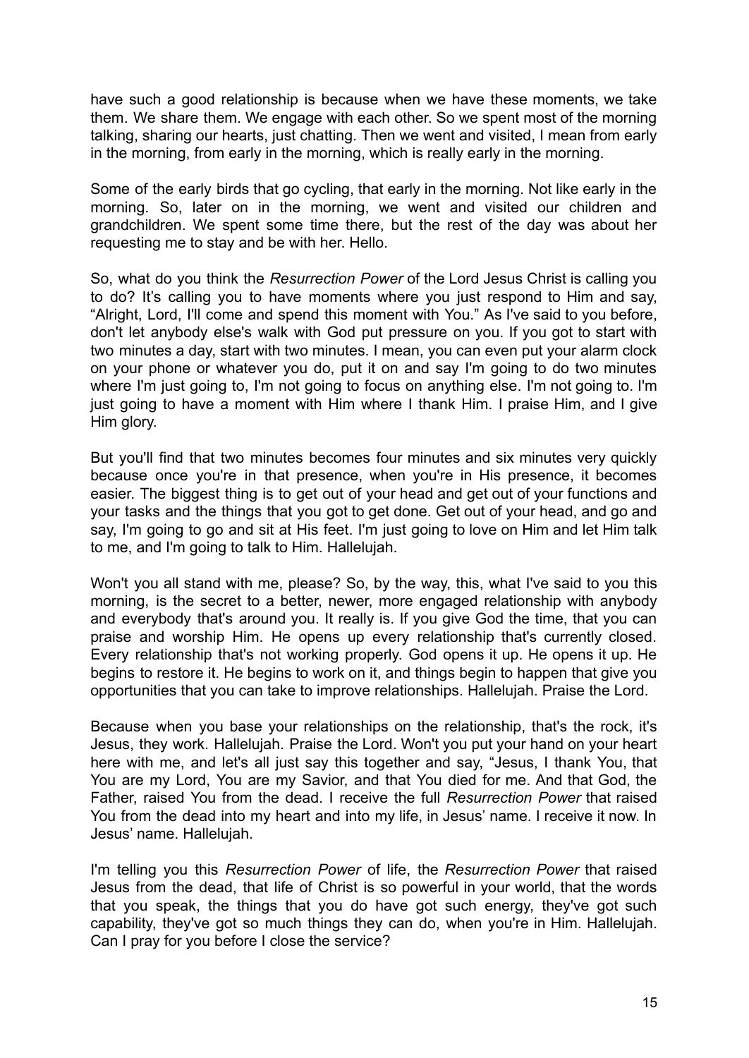have such a good relationship is because when we have these moments, we take them. We share them. We engage with each other. So we spent most of the morning talking, sharing our hearts, just chatting. Then we went and visited, I mean from early in the morning, from early in the morning, which is really early in the morning.

Some of the early birds that go cycling, that early in the morning. Not like early in the morning. So, later on in the morning, we went and visited our children and grandchildren. We spent some time there, but the rest of the day was about her requesting me to stay and be with her. Hello.

So, what do you think the *Resurrection Power* of the Lord Jesus Christ is calling you to do? It's calling you to have moments where you just respond to Him and say, "Alright, Lord, I'll come and spend this moment with You." As I've said to you before, don't let anybody else's walk with God put pressure on you. If you got to start with two minutes a day, start with two minutes. I mean, you can even put your alarm clock on your phone or whatever you do, put it on and say I'm going to do two minutes where I'm just going to, I'm not going to focus on anything else. I'm not going to. I'm just going to have a moment with Him where I thank Him. I praise Him, and I give Him glory.

But you'll find that two minutes becomes four minutes and six minutes very quickly because once you're in that presence, when you're in His presence, it becomes easier. The biggest thing is to get out of your head and get out of your functions and your tasks and the things that you got to get done. Get out of your head, and go and say, I'm going to go and sit at His feet. I'm just going to love on Him and let Him talk to me, and I'm going to talk to Him. Hallelujah.

Won't you all stand with me, please? So, by the way, this, what I've said to you this morning, is the secret to a better, newer, more engaged relationship with anybody and everybody that's around you. It really is. If you give God the time, that you can praise and worship Him. He opens up every relationship that's currently closed. Every relationship that's not working properly. God opens it up. He opens it up. He begins to restore it. He begins to work on it, and things begin to happen that give you opportunities that you can take to improve relationships. Hallelujah. Praise the Lord.

Because when you base your relationships on the relationship, that's the rock, it's Jesus, they work. Hallelujah. Praise the Lord. Won't you put your hand on your heart here with me, and let's all just say this together and say, "Jesus, I thank You, that You are my Lord, You are my Savior, and that You died for me. And that God, the Father, raised You from the dead. I receive the full *Resurrection Power* that raised You from the dead into my heart and into my life, in Jesus' name. I receive it now. In Jesus' name. Hallelujah.

I'm telling you this *Resurrection Power* of life, the *Resurrection Power* that raised Jesus from the dead, that life of Christ is so powerful in your world, that the words that you speak, the things that you do have got such energy, they've got such capability, they've got so much things they can do, when you're in Him. Hallelujah. Can I pray for you before I close the service?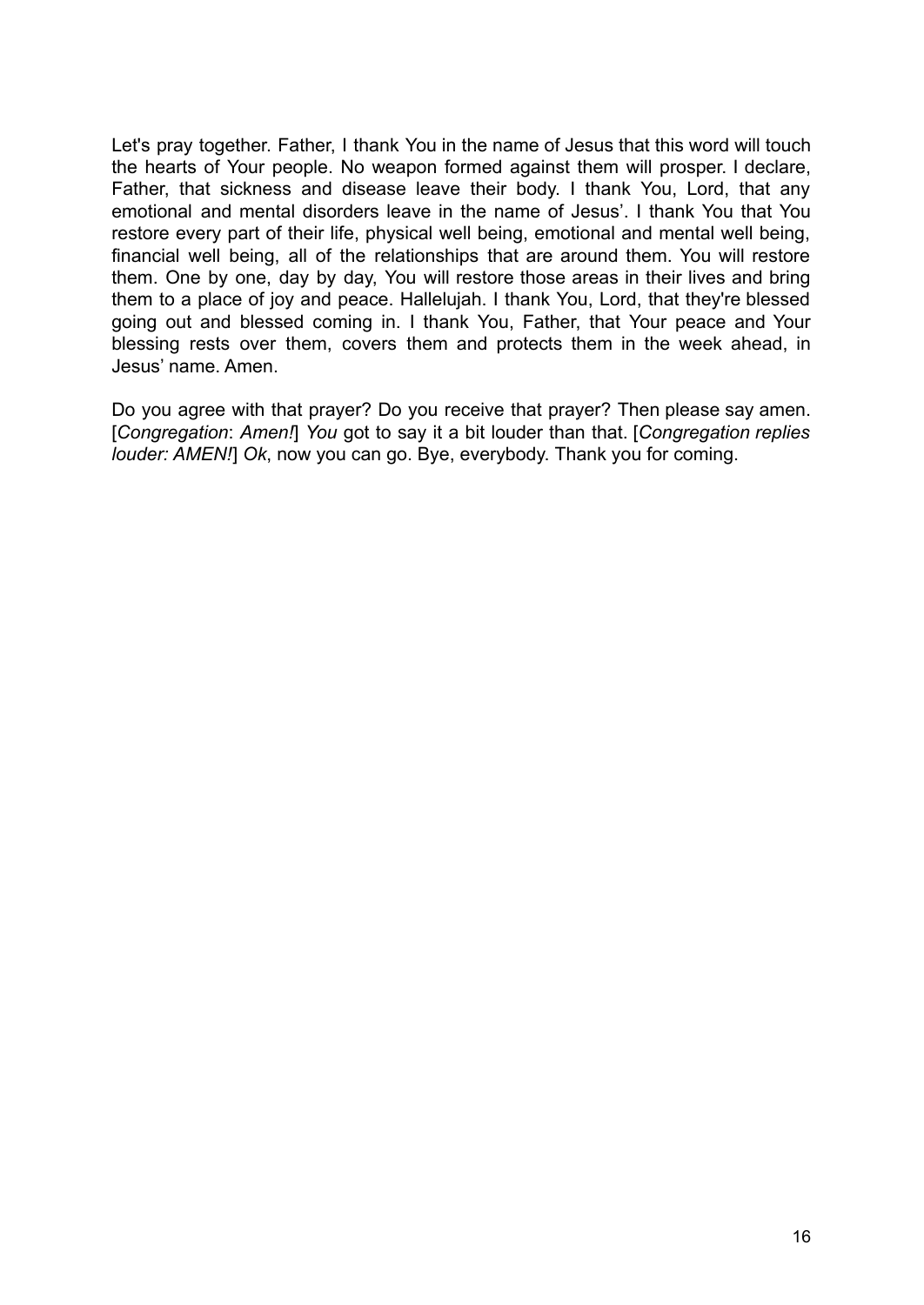Let's pray together. Father, I thank You in the name of Jesus that this word will touch the hearts of Your people. No weapon formed against them will prosper. I declare, Father, that sickness and disease leave their body. I thank You, Lord, that any emotional and mental disorders leave in the name of Jesus'. I thank You that You restore every part of their life, physical well being, emotional and mental well being, financial well being, all of the relationships that are around them. You will restore them. One by one, day by day, You will restore those areas in their lives and bring them to a place of joy and peace. Hallelujah. I thank You, Lord, that they're blessed going out and blessed coming in. I thank You, Father, that Your peace and Your blessing rests over them, covers them and protects them in the week ahead, in Jesus' name. Amen.

Do you agree with that prayer? Do you receive that prayer? Then please say amen. [*Congregation*: *Amen!*] *You* got to say it a bit louder than that. [*Congregation replies louder: AMEN!*] *Ok*, now you can go. Bye, everybody. Thank you for coming.